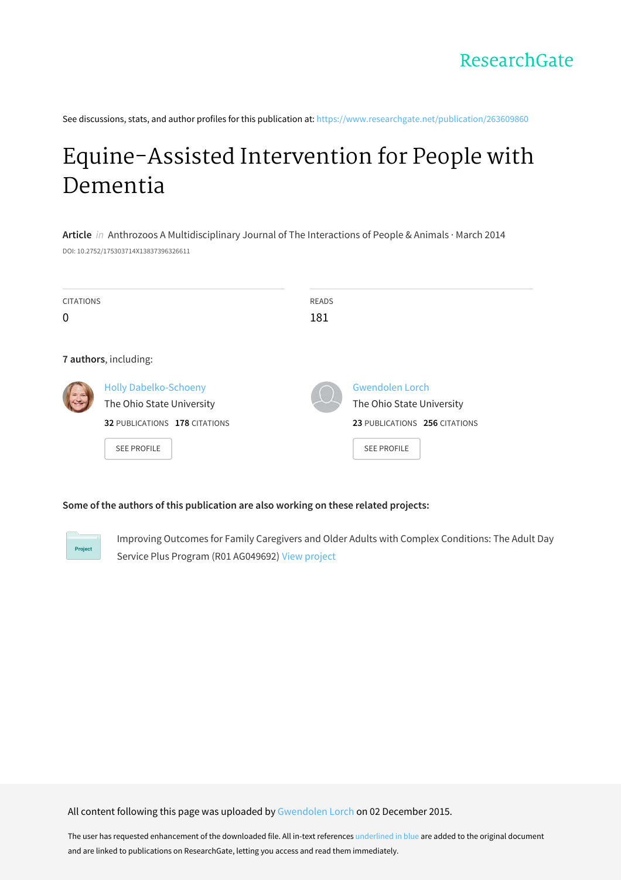ResearchGate

See discussions, stats, and author profiles for this publication at: https://www.researchgate.net/publication/263609860

# Equine-Assisted Intervention for People with Dementia

**Article** *in* Anthrozoos A Multidisciplinary Journal of The Interactions of People & Animals · March 2014

DOI: 10.2752/175303714X13837396326611

| CITATIONS | READS |
| --- | --- |
| 0 | 181 |

**7 authors**, including:

Holly Dabelko-Schoeny
The Ohio State University
**32** PUBLICATIONS **178** CITATIONS
SEE PROFILE

Gwendolen Lorch
The Ohio State University
**23** PUBLICATIONS **256** CITATIONS
SEE PROFILE

**Some of the authors of this publication are also working on these related projects:**

Project

Improving Outcomes for Family Caregivers and Older Adults with Complex Conditions: The Adult Day Service Plus Program (R01 AG049692) View project

All content following this page was uploaded by Gwendolen Lorch on 02 December 2015.

The user has requested enhancement of the downloaded file. All in-text references underlined in blue are added to the original document and are linked to publications on ResearchGate, letting you access and read them immediately.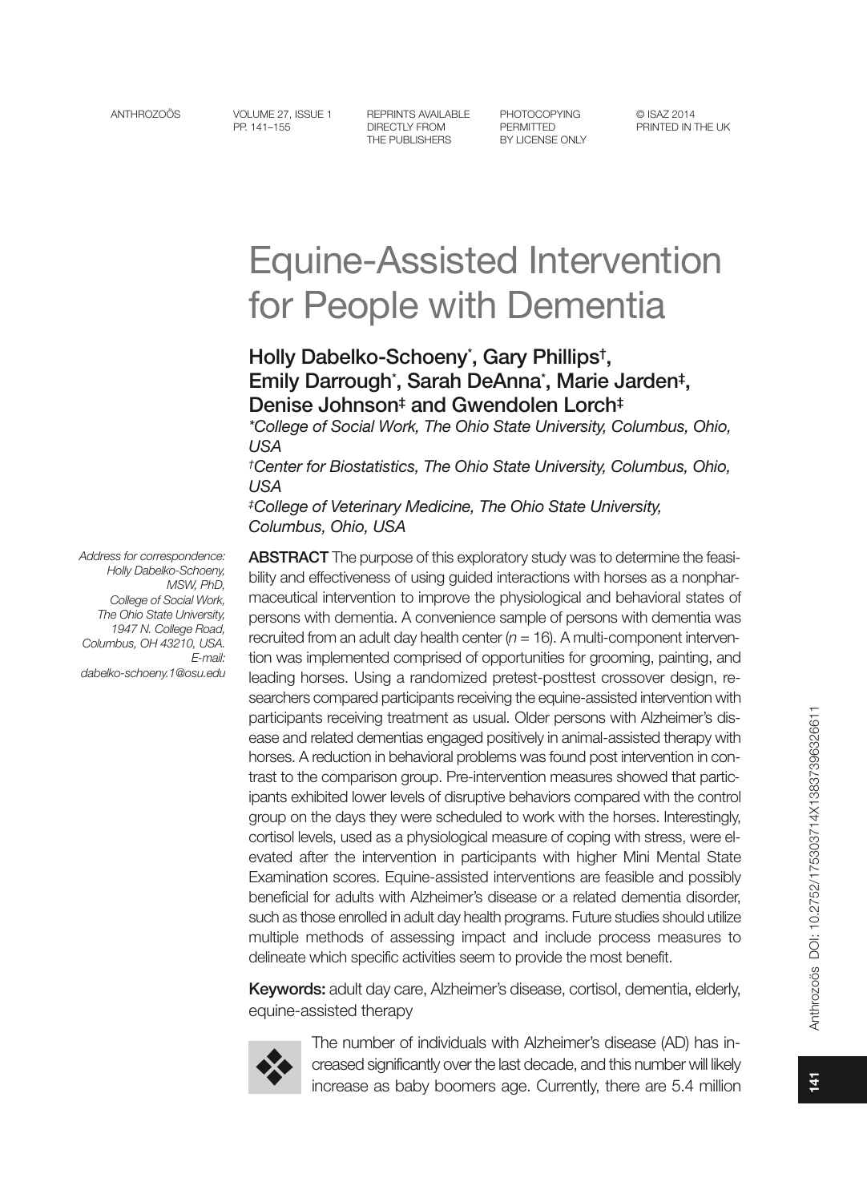# Equine-Assisted Intervention for People with Dementia

## Holly Dabelko-Schoeny*, Gary Phillips†, Emily Darrough*, Sarah DeAnna*, Marie Jarden‡, Denise Johnson‡ and Gwendolen Lorch‡

*College of Social Work, The Ohio State University, Columbus, Ohio, USA*

*†Center for Biostatistics, The Ohio State University, Columbus, Ohio, USA*

*‡College of Veterinary Medicine, The Ohio State University, Columbus, Ohio, USA*

*Address for correspondence: Holly Dabelko-Schoeny, MSW, PhD, College of Social Work, The Ohio State University, 1947 N. College Road, Columbus, OH 43210, USA. E-mail: dabelko-schoeny.1@osu.edu*

**ABSTRACT** The purpose of this exploratory study was to determine the feasibility and effectiveness of using guided interactions with horses as a nonpharmaceutical intervention to improve the physiological and behavioral states of persons with dementia. A convenience sample of persons with dementia was recruited from an adult day health center ($n = 16$). A multi-component intervention was implemented comprised of opportunities for grooming, painting, and leading horses. Using a randomized pretest-posttest crossover design, researchers compared participants receiving the equine-assisted intervention with participants receiving treatment as usual. Older persons with Alzheimer's disease and related dementias engaged positively in animal-assisted therapy with horses. A reduction in behavioral problems was found post intervention in contrast to the comparison group. Pre-intervention measures showed that participants exhibited lower levels of disruptive behaviors compared with the control group on the days they were scheduled to work with the horses. Interestingly, cortisol levels, used as a physiological measure of coping with stress, were elevated after the intervention in participants with higher Mini Mental State Examination scores. Equine-assisted interventions are feasible and possibly beneficial for adults with Alzheimer's disease or a related dementia disorder, such as those enrolled in adult day health programs. Future studies should utilize multiple methods of assessing impact and include process measures to delineate which specific activities seem to provide the most benefit.

**Keywords:** adult day care, Alzheimer's disease, cortisol, dementia, elderly, equine-assisted therapy

The number of individuals with Alzheimer's disease (AD) has increased significantly over the last decade, and this number will likely increase as baby boomers age. Currently, there are 5.4 million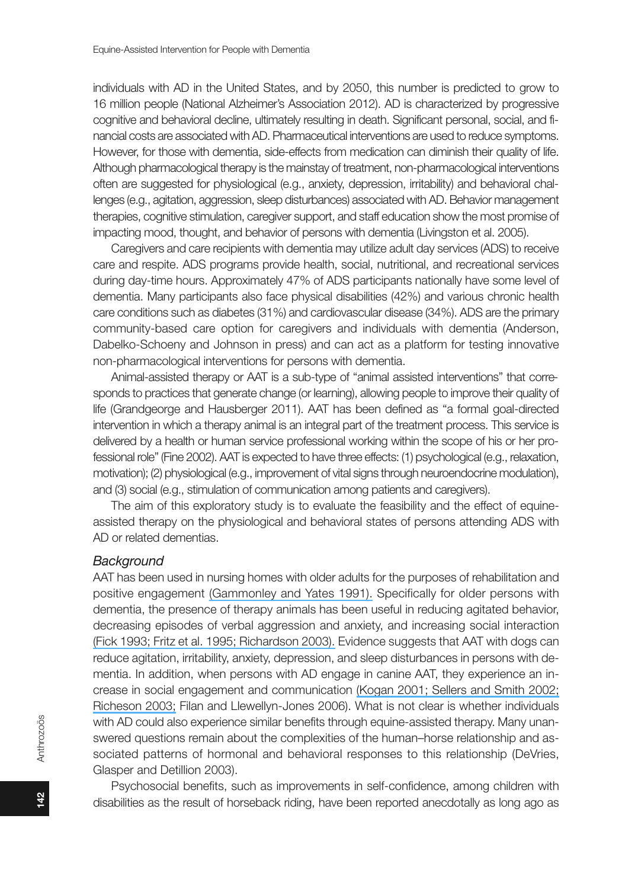individuals with AD in the United States, and by 2050, this number is predicted to grow to 16 million people (National Alzheimer's Association 2012). AD is characterized by progressive cognitive and behavioral decline, ultimately resulting in death. Significant personal, social, and financial costs are associated with AD. Pharmaceutical interventions are used to reduce symptoms. However, for those with dementia, side-effects from medication can diminish their quality of life. Although pharmacological therapy is the mainstay of treatment, non-pharmacological interventions often are suggested for physiological (e.g., anxiety, depression, irritability) and behavioral challenges (e.g., agitation, aggression, sleep disturbances) associated with AD. Behavior management therapies, cognitive stimulation, caregiver support, and staff education show the most promise of impacting mood, thought, and behavior of persons with dementia (Livingston et al. 2005).

Caregivers and care recipients with dementia may utilize adult day services (ADS) to receive care and respite. ADS programs provide health, social, nutritional, and recreational services during day-time hours. Approximately 47% of ADS participants nationally have some level of dementia. Many participants also face physical disabilities (42%) and various chronic health care conditions such as diabetes (31%) and cardiovascular disease (34%). ADS are the primary community-based care option for caregivers and individuals with dementia (Anderson, Dabelko-Schoeny and Johnson in press) and can act as a platform for testing innovative non-pharmacological interventions for persons with dementia.

Animal-assisted therapy or AAT is a sub-type of "animal assisted interventions" that corresponds to practices that generate change (or learning), allowing people to improve their quality of life (Grandgeorge and Hausberger 2011). AAT has been defined as "a formal goal-directed intervention in which a therapy animal is an integral part of the treatment process. This service is delivered by a health or human service professional working within the scope of his or her professional role" (Fine 2002). AAT is expected to have three effects: (1) psychological (e.g., relaxation, motivation); (2) physiological (e.g., improvement of vital signs through neuroendocrine modulation), and (3) social (e.g., stimulation of communication among patients and caregivers).

The aim of this exploratory study is to evaluate the feasibility and the effect of equine-assisted therapy on the physiological and behavioral states of persons attending ADS with AD or related dementias.

### *Background*

AAT has been used in nursing homes with older adults for the purposes of rehabilitation and positive engagement (Gammonley and Yates 1991). Specifically for older persons with dementia, the presence of therapy animals has been useful in reducing agitated behavior, decreasing episodes of verbal aggression and anxiety, and increasing social interaction (Fick 1993; Fritz et al. 1995; Richardson 2003). Evidence suggests that AAT with dogs can reduce agitation, irritability, anxiety, depression, and sleep disturbances in persons with dementia. In addition, when persons with AD engage in canine AAT, they experience an increase in social engagement and communication (Kogan 2001; Sellers and Smith 2002; Richeson 2003; Filan and Llewellyn-Jones 2006). What is not clear is whether individuals with AD could also experience similar benefits through equine-assisted therapy. Many unanswered questions remain about the complexities of the human–horse relationship and associated patterns of hormonal and behavioral responses to this relationship (DeVries, Glasper and Detillion 2003).

Psychosocial benefits, such as improvements in self-confidence, among children with disabilities as the result of horseback riding, have been reported anecdotally as long ago as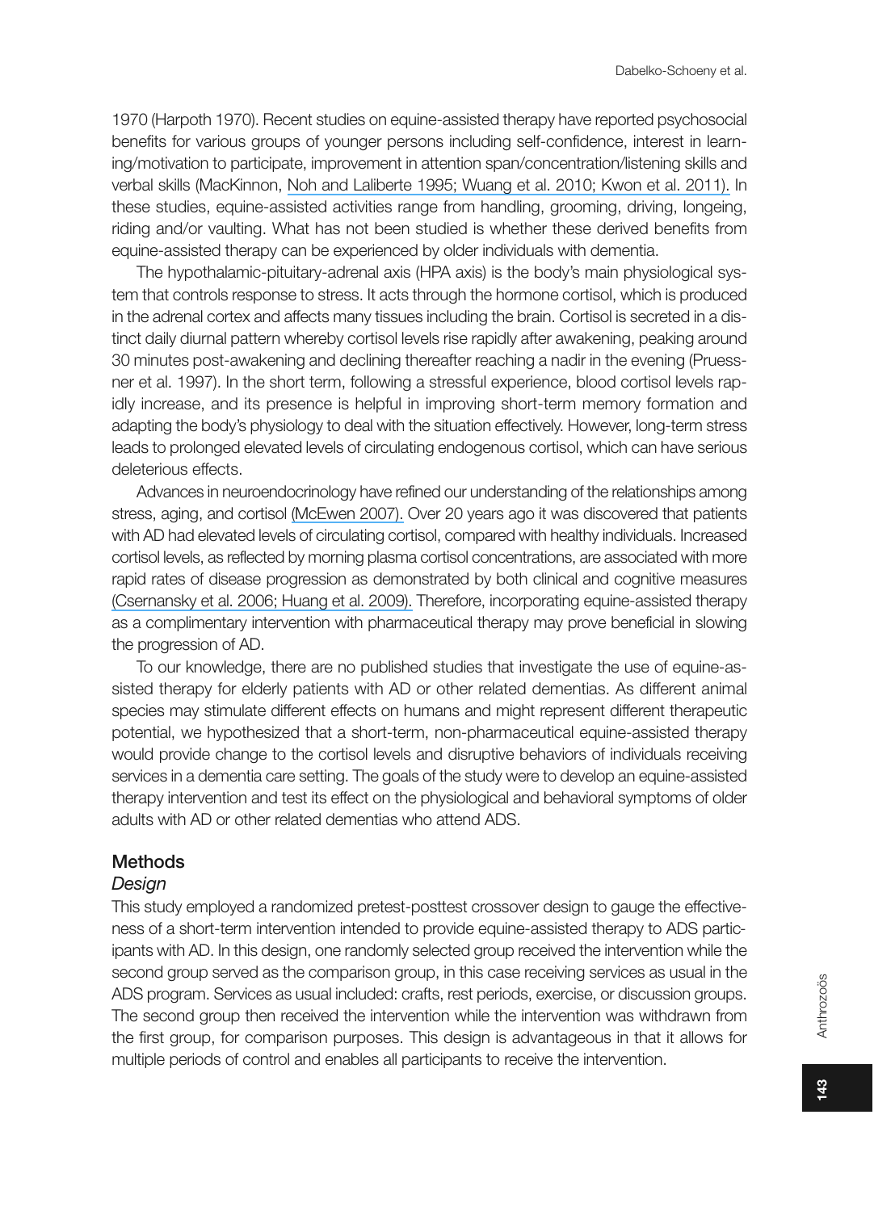1970 (Harpoth 1970). Recent studies on equine-assisted therapy have reported psychosocial benefits for various groups of younger persons including self-confidence, interest in learning/motivation to participate, improvement in attention span/concentration/listening skills and verbal skills (MacKinnon, Noh and Laliberte 1995; Wuang et al. 2010; Kwon et al. 2011). In these studies, equine-assisted activities range from handling, grooming, driving, longeing, riding and/or vaulting. What has not been studied is whether these derived benefits from equine-assisted therapy can be experienced by older individuals with dementia.

The hypothalamic-pituitary-adrenal axis (HPA axis) is the body's main physiological system that controls response to stress. It acts through the hormone cortisol, which is produced in the adrenal cortex and affects many tissues including the brain. Cortisol is secreted in a distinct daily diurnal pattern whereby cortisol levels rise rapidly after awakening, peaking around 30 minutes post-awakening and declining thereafter reaching a nadir in the evening (Pruessner et al. 1997). In the short term, following a stressful experience, blood cortisol levels rapidly increase, and its presence is helpful in improving short-term memory formation and adapting the body's physiology to deal with the situation effectively. However, long-term stress leads to prolonged elevated levels of circulating endogenous cortisol, which can have serious deleterious effects.

Advances in neuroendocrinology have refined our understanding of the relationships among stress, aging, and cortisol (McEwen 2007). Over 20 years ago it was discovered that patients with AD had elevated levels of circulating cortisol, compared with healthy individuals. Increased cortisol levels, as reflected by morning plasma cortisol concentrations, are associated with more rapid rates of disease progression as demonstrated by both clinical and cognitive measures (Csernansky et al. 2006; Huang et al. 2009). Therefore, incorporating equine-assisted therapy as a complimentary intervention with pharmaceutical therapy may prove beneficial in slowing the progression of AD.

To our knowledge, there are no published studies that investigate the use of equine-assisted therapy for elderly patients with AD or other related dementias. As different animal species may stimulate different effects on humans and might represent different therapeutic potential, we hypothesized that a short-term, non-pharmaceutical equine-assisted therapy would provide change to the cortisol levels and disruptive behaviors of individuals receiving services in a dementia care setting. The goals of the study were to develop an equine-assisted therapy intervention and test its effect on the physiological and behavioral symptoms of older adults with AD or other related dementias who attend ADS.

## Methods

### *Design*

This study employed a randomized pretest-posttest crossover design to gauge the effectiveness of a short-term intervention intended to provide equine-assisted therapy to ADS participants with AD. In this design, one randomly selected group received the intervention while the second group served as the comparison group, in this case receiving services as usual in the ADS program. Services as usual included: crafts, rest periods, exercise, or discussion groups. The second group then received the intervention while the intervention was withdrawn from the first group, for comparison purposes. This design is advantageous in that it allows for multiple periods of control and enables all participants to receive the intervention.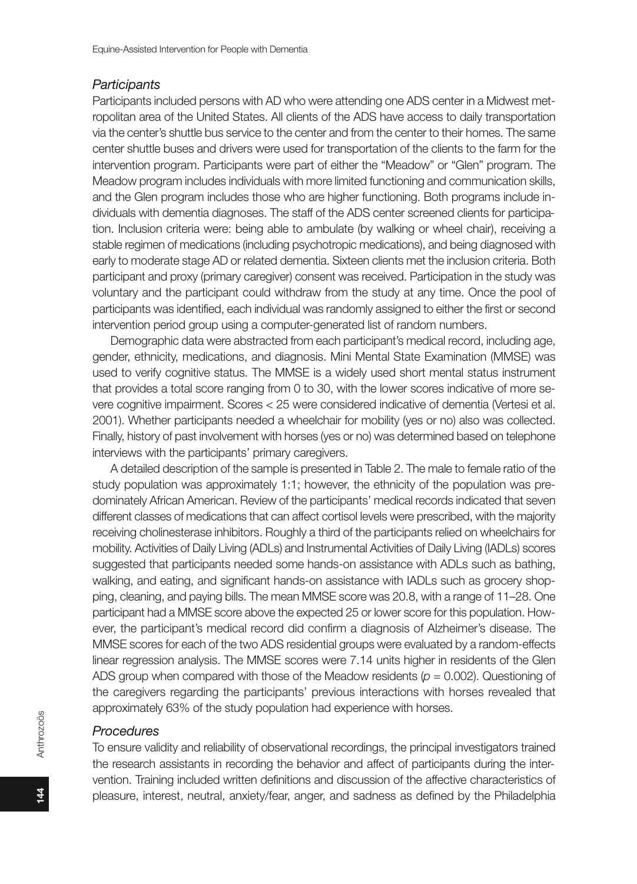### *Participants*

Participants included persons with AD who were attending one ADS center in a Midwest metropolitan area of the United States. All clients of the ADS have access to daily transportation via the center's shuttle bus service to the center and from the center to their homes. The same center shuttle buses and drivers were used for transportation of the clients to the farm for the intervention program. Participants were part of either the "Meadow" or "Glen" program. The Meadow program includes individuals with more limited functioning and communication skills, and the Glen program includes those who are higher functioning. Both programs include individuals with dementia diagnoses. The staff of the ADS center screened clients for participation. Inclusion criteria were: being able to ambulate (by walking or wheel chair), receiving a stable regimen of medications (including psychotropic medications), and being diagnosed with early to moderate stage AD or related dementia. Sixteen clients met the inclusion criteria. Both participant and proxy (primary caregiver) consent was received. Participation in the study was voluntary and the participant could withdraw from the study at any time. Once the pool of participants was identified, each individual was randomly assigned to either the first or second intervention period group using a computer-generated list of random numbers.

Demographic data were abstracted from each participant's medical record, including age, gender, ethnicity, medications, and diagnosis. Mini Mental State Examination (MMSE) was used to verify cognitive status. The MMSE is a widely used short mental status instrument that provides a total score ranging from 0 to 30, with the lower scores indicative of more severe cognitive impairment. Scores < 25 were considered indicative of dementia (Vertesi et al. 2001). Whether participants needed a wheelchair for mobility (yes or no) also was collected. Finally, history of past involvement with horses (yes or no) was determined based on telephone interviews with the participants' primary caregivers.

A detailed description of the sample is presented in Table 2. The male to female ratio of the study population was approximately 1:1; however, the ethnicity of the population was predominately African American. Review of the participants' medical records indicated that seven different classes of medications that can affect cortisol levels were prescribed, with the majority receiving cholinesterase inhibitors. Roughly a third of the participants relied on wheelchairs for mobility. Activities of Daily Living (ADLs) and Instrumental Activities of Daily Living (IADLs) scores suggested that participants needed some hands-on assistance with ADLs such as bathing, walking, and eating, and significant hands-on assistance with IADLs such as grocery shopping, cleaning, and paying bills. The mean MMSE score was 20.8, with a range of 11–28. One participant had a MMSE score above the expected 25 or lower score for this population. However, the participant's medical record did confirm a diagnosis of Alzheimer's disease. The MMSE scores for each of the two ADS residential groups were evaluated by a random-effects linear regression analysis. The MMSE scores were 7.14 units higher in residents of the Glen ADS group when compared with those of the Meadow residents ($p = 0.002$). Questioning of the caregivers regarding the participants' previous interactions with horses revealed that approximately 63% of the study population had experience with horses.

### *Procedures*

To ensure validity and reliability of observational recordings, the principal investigators trained the research assistants in recording the behavior and affect of participants during the intervention. Training included written definitions and discussion of the affective characteristics of pleasure, interest, neutral, anxiety/fear, anger, and sadness as defined by the Philadelphia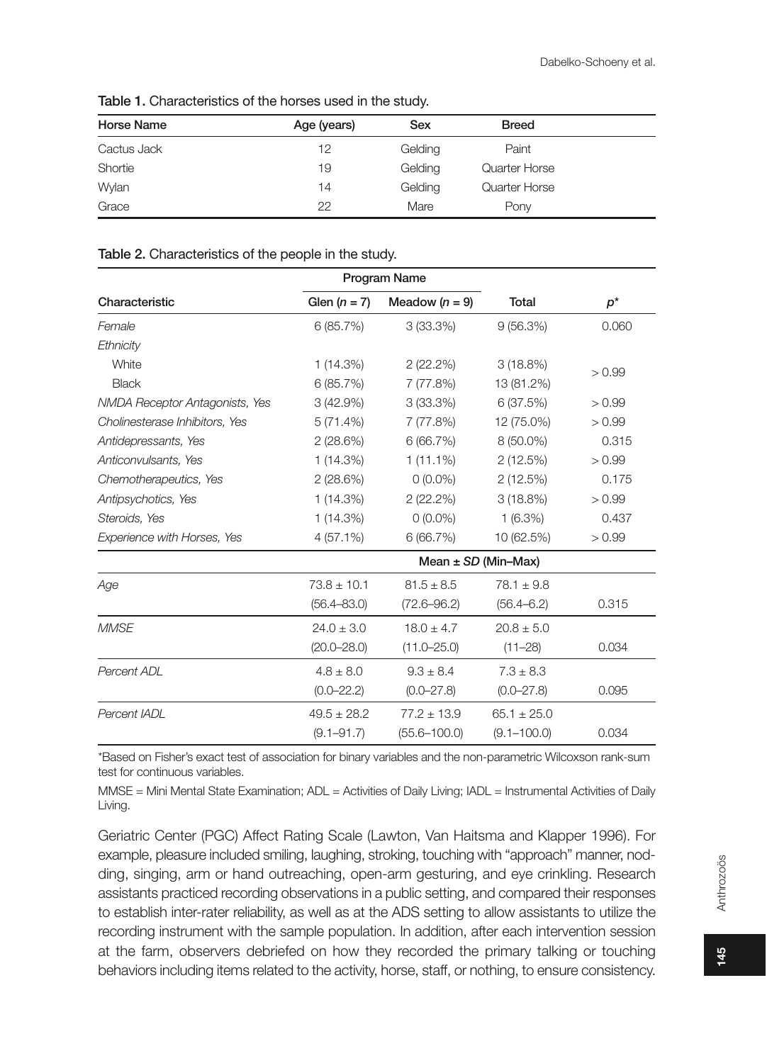**Table 1.** Characteristics of the horses used in the study.

| Horse Name | Age (years) | Sex | Breed |
|---|---|---|---|
| Cactus Jack | 12 | Gelding | Paint |
| Shortie | 19 | Gelding | Quarter Horse |
| Wylan | 14 | Gelding | Quarter Horse |
| Grace | 22 | Mare | Pony |

**Table 2.** Characteristics of the people in the study.

| | Program Name | | | |
|---|---|---|---|---|
| Characteristic | Glen ($n$ = 7) | Meadow ($n$ = 9) | Total | $p$* |
| *Female* | 6 (85.7%) | 3 (33.3%) | 9 (56.3%) | 0.060 |
| *Ethnicity* | | | | |
| White | 1 (14.3%) | 2 (22.2%) | 3 (18.8%) | > 0.99 |
| Black | 6 (85.7%) | 7 (77.8%) | 13 (81.2%) | |
| *NMDA Receptor Antagonists, Yes* | 3 (42.9%) | 3 (33.3%) | 6 (37.5%) | > 0.99 |
| *Cholinesterase Inhibitors, Yes* | 5 (71.4%) | 7 (77.8%) | 12 (75.0%) | > 0.99 |
| *Antidepressants, Yes* | 2 (28.6%) | 6 (66.7%) | 8 (50.0%) | 0.315 |
| *Anticonvulsants, Yes* | 1 (14.3%) | 1 (11.1%) | 2 (12.5%) | > 0.99 |
| *Chemotherapeutics, Yes* | 2 (28.6%) | 0 (0.0%) | 2 (12.5%) | 0.175 |
| *Antipsychotics, Yes* | 1 (14.3%) | 2 (22.2%) | 3 (18.8%) | > 0.99 |
| *Steroids, Yes* | 1 (14.3%) | 0 (0.0%) | 1 (6.3%) | 0.437 |
| *Experience with Horses, Yes* | 4 (57.1%) | 6 (66.7%) | 10 (62.5%) | > 0.99 |
| | Mean ± *SD* (Min–Max) | | | |
| *Age* | 73.8 ± 10.1 (56.4–83.0) | 81.5 ± 8.5 (72.6–96.2) | 78.1 ± 9.8 (56.4–6.2) | 0.315 |
| *MMSE* | 24.0 ± 3.0 (20.0–28.0) | 18.0 ± 4.7 (11.0–25.0) | 20.8 ± 5.0 (11–28) | 0.034 |
| *Percent ADL* | 4.8 ± 8.0 (0.0–22.2) | 9.3 ± 8.4 (0.0–27.8) | 7.3 ± 8.3 (0.0–27.8) | 0.095 |
| *Percent IADL* | 49.5 ± 28.2 (9.1–91.7) | 77.2 ± 13.9 (55.6–100.0) | 65.1 ± 25.0 (9.1–100.0) | 0.034 |

*Based on Fisher's exact test of association for binary variables and the non-parametric Wilcoxson rank-sum test for continuous variables.

MMSE = Mini Mental State Examination; ADL = Activities of Daily Living; IADL = Instrumental Activities of Daily Living.

Geriatric Center (PGC) Affect Rating Scale (Lawton, Van Haitsma and Klapper 1996). For example, pleasure included smiling, laughing, stroking, touching with "approach" manner, nodding, singing, arm or hand outreaching, open-arm gesturing, and eye crinkling. Research assistants practiced recording observations in a public setting, and compared their responses to establish inter-rater reliability, as well as at the ADS setting to allow assistants to utilize the recording instrument with the sample population. In addition, after each intervention session at the farm, observers debriefed on how they recorded the primary talking or touching behaviors including items related to the activity, horse, staff, or nothing, to ensure consistency.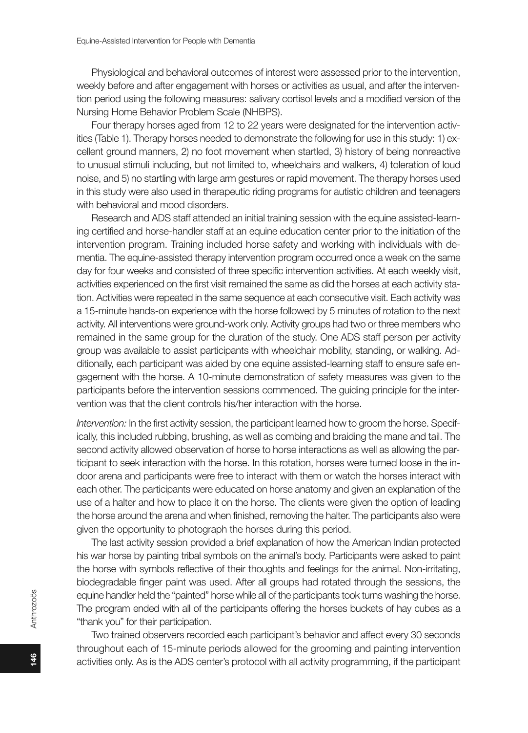Physiological and behavioral outcomes of interest were assessed prior to the intervention, weekly before and after engagement with horses or activities as usual, and after the intervention period using the following measures: salivary cortisol levels and a modified version of the Nursing Home Behavior Problem Scale (NHBPS).

Four therapy horses aged from 12 to 22 years were designated for the intervention activities (Table 1). Therapy horses needed to demonstrate the following for use in this study: 1) excellent ground manners, 2) no foot movement when startled, 3) history of being nonreactive to unusual stimuli including, but not limited to, wheelchairs and walkers, 4) toleration of loud noise, and 5) no startling with large arm gestures or rapid movement. The therapy horses used in this study were also used in therapeutic riding programs for autistic children and teenagers with behavioral and mood disorders.

Research and ADS staff attended an initial training session with the equine assisted-learning certified and horse-handler staff at an equine education center prior to the initiation of the intervention program. Training included horse safety and working with individuals with dementia. The equine-assisted therapy intervention program occurred once a week on the same day for four weeks and consisted of three specific intervention activities. At each weekly visit, activities experienced on the first visit remained the same as did the horses at each activity station. Activities were repeated in the same sequence at each consecutive visit. Each activity was a 15-minute hands-on experience with the horse followed by 5 minutes of rotation to the next activity. All interventions were ground-work only. Activity groups had two or three members who remained in the same group for the duration of the study. One ADS staff person per activity group was available to assist participants with wheelchair mobility, standing, or walking. Additionally, each participant was aided by one equine assisted-learning staff to ensure safe engagement with the horse. A 10-minute demonstration of safety measures was given to the participants before the intervention sessions commenced. The guiding principle for the intervention was that the client controls his/her interaction with the horse.

*Intervention:* In the first activity session, the participant learned how to groom the horse. Specifically, this included rubbing, brushing, as well as combing and braiding the mane and tail. The second activity allowed observation of horse to horse interactions as well as allowing the participant to seek interaction with the horse. In this rotation, horses were turned loose in the indoor arena and participants were free to interact with them or watch the horses interact with each other. The participants were educated on horse anatomy and given an explanation of the use of a halter and how to place it on the horse. The clients were given the option of leading the horse around the arena and when finished, removing the halter. The participants also were given the opportunity to photograph the horses during this period.

The last activity session provided a brief explanation of how the American Indian protected his war horse by painting tribal symbols on the animal's body. Participants were asked to paint the horse with symbols reflective of their thoughts and feelings for the animal. Non-irritating, biodegradable finger paint was used. After all groups had rotated through the sessions, the equine handler held the "painted" horse while all of the participants took turns washing the horse. The program ended with all of the participants offering the horses buckets of hay cubes as a "thank you" for their participation.

Two trained observers recorded each participant's behavior and affect every 30 seconds throughout each of 15-minute periods allowed for the grooming and painting intervention activities only. As is the ADS center's protocol with all activity programming, if the participant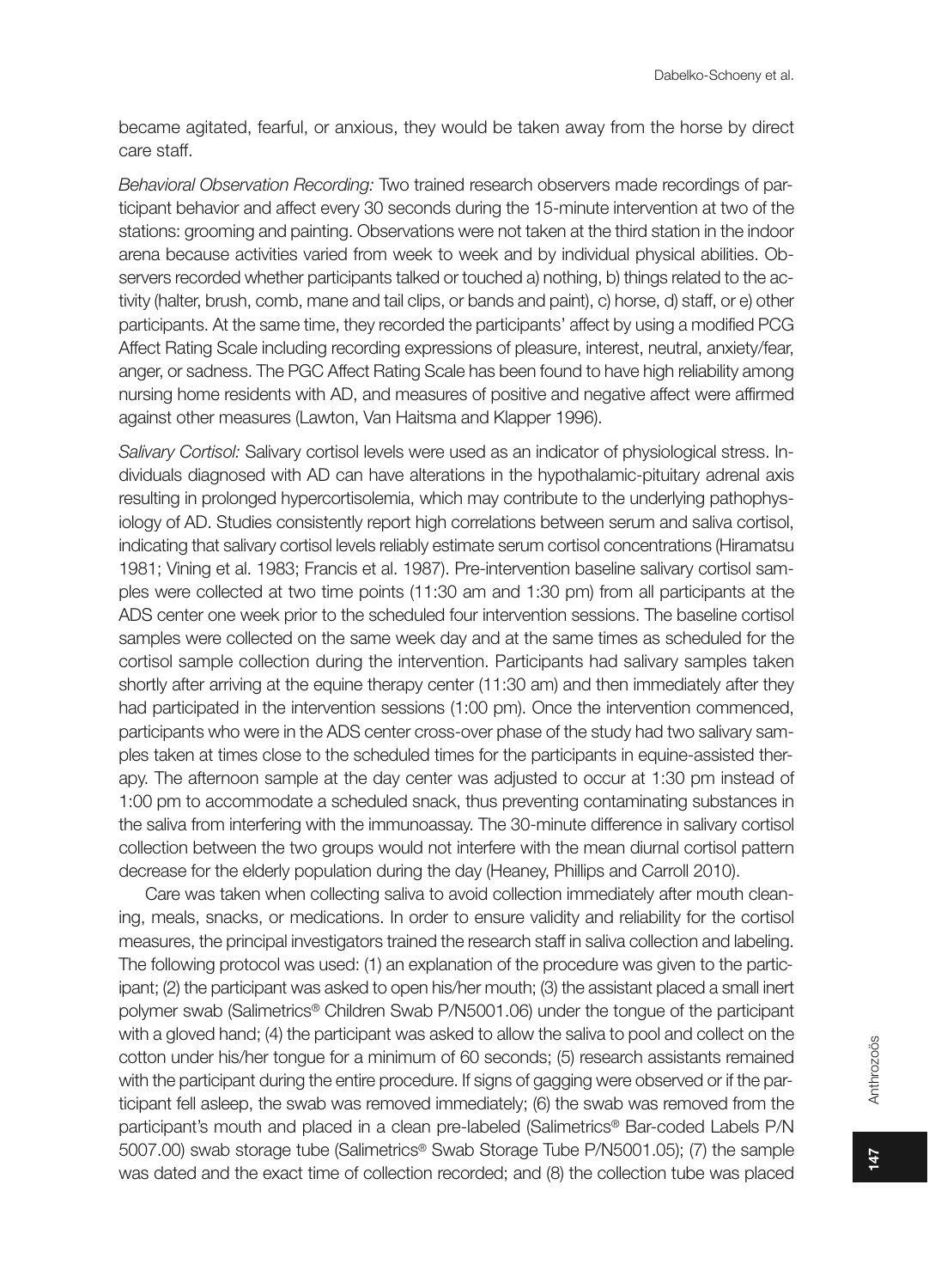became agitated, fearful, or anxious, they would be taken away from the horse by direct care staff.

*Behavioral Observation Recording:* Two trained research observers made recordings of participant behavior and affect every 30 seconds during the 15-minute intervention at two of the stations: grooming and painting. Observations were not taken at the third station in the indoor arena because activities varied from week to week and by individual physical abilities. Observers recorded whether participants talked or touched a) nothing, b) things related to the activity (halter, brush, comb, mane and tail clips, or bands and paint), c) horse, d) staff, or e) other participants. At the same time, they recorded the participants' affect by using a modified PCG Affect Rating Scale including recording expressions of pleasure, interest, neutral, anxiety/fear, anger, or sadness. The PGC Affect Rating Scale has been found to have high reliability among nursing home residents with AD, and measures of positive and negative affect were affirmed against other measures (Lawton, Van Haitsma and Klapper 1996).

*Salivary Cortisol:* Salivary cortisol levels were used as an indicator of physiological stress. Individuals diagnosed with AD can have alterations in the hypothalamic-pituitary adrenal axis resulting in prolonged hypercortisolemia, which may contribute to the underlying pathophysiology of AD. Studies consistently report high correlations between serum and saliva cortisol, indicating that salivary cortisol levels reliably estimate serum cortisol concentrations (Hiramatsu 1981; Vining et al. 1983; Francis et al. 1987). Pre-intervention baseline salivary cortisol samples were collected at two time points (11:30 am and 1:30 pm) from all participants at the ADS center one week prior to the scheduled four intervention sessions. The baseline cortisol samples were collected on the same week day and at the same times as scheduled for the cortisol sample collection during the intervention. Participants had salivary samples taken shortly after arriving at the equine therapy center (11:30 am) and then immediately after they had participated in the intervention sessions (1:00 pm). Once the intervention commenced, participants who were in the ADS center cross-over phase of the study had two salivary samples taken at times close to the scheduled times for the participants in equine-assisted therapy. The afternoon sample at the day center was adjusted to occur at 1:30 pm instead of 1:00 pm to accommodate a scheduled snack, thus preventing contaminating substances in the saliva from interfering with the immunoassay. The 30-minute difference in salivary cortisol collection between the two groups would not interfere with the mean diurnal cortisol pattern decrease for the elderly population during the day (Heaney, Phillips and Carroll 2010).

Care was taken when collecting saliva to avoid collection immediately after mouth cleaning, meals, snacks, or medications. In order to ensure validity and reliability for the cortisol measures, the principal investigators trained the research staff in saliva collection and labeling. The following protocol was used: (1) an explanation of the procedure was given to the participant; (2) the participant was asked to open his/her mouth; (3) the assistant placed a small inert polymer swab (Salimetrics® Children Swab P/N5001.06) under the tongue of the participant with a gloved hand; (4) the participant was asked to allow the saliva to pool and collect on the cotton under his/her tongue for a minimum of 60 seconds; (5) research assistants remained with the participant during the entire procedure. If signs of gagging were observed or if the participant fell asleep, the swab was removed immediately; (6) the swab was removed from the participant's mouth and placed in a clean pre-labeled (Salimetrics® Bar-coded Labels P/N 5007.00) swab storage tube (Salimetrics® Swab Storage Tube P/N5001.05); (7) the sample was dated and the exact time of collection recorded; and (8) the collection tube was placed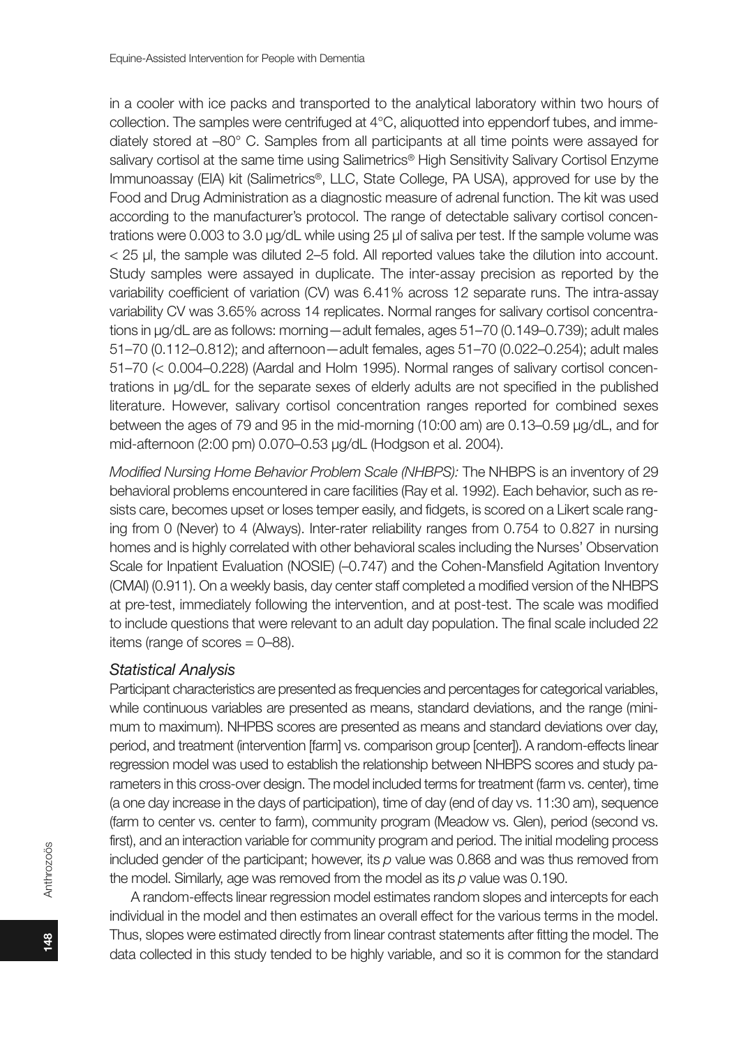in a cooler with ice packs and transported to the analytical laboratory within two hours of collection. The samples were centrifuged at 4°C, aliquotted into eppendorf tubes, and immediately stored at –80° C. Samples from all participants at all time points were assayed for salivary cortisol at the same time using Salimetrics® High Sensitivity Salivary Cortisol Enzyme Immunoassay (EIA) kit (Salimetrics®, LLC, State College, PA USA), approved for use by the Food and Drug Administration as a diagnostic measure of adrenal function. The kit was used according to the manufacturer's protocol. The range of detectable salivary cortisol concentrations were 0.003 to 3.0 µg/dL while using 25 µl of saliva per test. If the sample volume was < 25 µl, the sample was diluted 2–5 fold. All reported values take the dilution into account. Study samples were assayed in duplicate. The inter-assay precision as reported by the variability coefficient of variation (CV) was 6.41% across 12 separate runs. The intra-assay variability CV was 3.65% across 14 replicates. Normal ranges for salivary cortisol concentrations in µg/dL are as follows: morning—adult females, ages 51–70 (0.149–0.739); adult males 51–70 (0.112–0.812); and afternoon—adult females, ages 51–70 (0.022–0.254); adult males 51–70 (< 0.004–0.228) (Aardal and Holm 1995). Normal ranges of salivary cortisol concentrations in µg/dL for the separate sexes of elderly adults are not specified in the published literature. However, salivary cortisol concentration ranges reported for combined sexes between the ages of 79 and 95 in the mid-morning (10:00 am) are 0.13–0.59 µg/dL, and for mid-afternoon (2:00 pm) 0.070–0.53 µg/dL (Hodgson et al. 2004).

*Modified Nursing Home Behavior Problem Scale (NHBPS):* The NHBPS is an inventory of 29 behavioral problems encountered in care facilities (Ray et al. 1992). Each behavior, such as resists care, becomes upset or loses temper easily, and fidgets, is scored on a Likert scale ranging from 0 (Never) to 4 (Always). Inter-rater reliability ranges from 0.754 to 0.827 in nursing homes and is highly correlated with other behavioral scales including the Nurses' Observation Scale for Inpatient Evaluation (NOSIE) (–0.747) and the Cohen-Mansfield Agitation Inventory (CMAI) (0.911). On a weekly basis, day center staff completed a modified version of the NHBPS at pre-test, immediately following the intervention, and at post-test. The scale was modified to include questions that were relevant to an adult day population. The final scale included 22 items (range of scores = 0–88).

### *Statistical Analysis*

Participant characteristics are presented as frequencies and percentages for categorical variables, while continuous variables are presented as means, standard deviations, and the range (minimum to maximum). NHPBS scores are presented as means and standard deviations over day, period, and treatment (intervention [farm] vs. comparison group [center]). A random-effects linear regression model was used to establish the relationship between NHBPS scores and study parameters in this cross-over design. The model included terms for treatment (farm vs. center), time (a one day increase in the days of participation), time of day (end of day vs. 11:30 am), sequence (farm to center vs. center to farm), community program (Meadow vs. Glen), period (second vs. first), and an interaction variable for community program and period. The initial modeling process included gender of the participant; however, its $p$ value was 0.868 and was thus removed from the model. Similarly, age was removed from the model as its $p$ value was 0.190.

A random-effects linear regression model estimates random slopes and intercepts for each individual in the model and then estimates an overall effect for the various terms in the model. Thus, slopes were estimated directly from linear contrast statements after fitting the model. The data collected in this study tended to be highly variable, and so it is common for the standard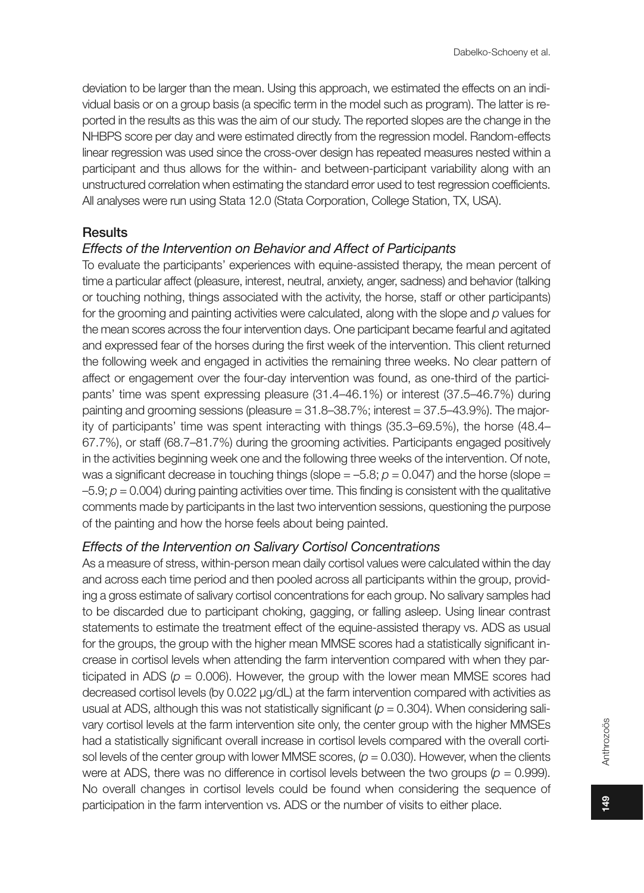deviation to be larger than the mean. Using this approach, we estimated the effects on an individual basis or on a group basis (a specific term in the model such as program). The latter is reported in the results as this was the aim of our study. The reported slopes are the change in the NHBPS score per day and were estimated directly from the regression model. Random-effects linear regression was used since the cross-over design has repeated measures nested within a participant and thus allows for the within- and between-participant variability along with an unstructured correlation when estimating the standard error used to test regression coefficients. All analyses were run using Stata 12.0 (Stata Corporation, College Station, TX, USA).

## Results

### *Effects of the Intervention on Behavior and Affect of Participants*

To evaluate the participants' experiences with equine-assisted therapy, the mean percent of time a particular affect (pleasure, interest, neutral, anxiety, anger, sadness) and behavior (talking or touching nothing, things associated with the activity, the horse, staff or other participants) for the grooming and painting activities were calculated, along with the slope and $p$ values for the mean scores across the four intervention days. One participant became fearful and agitated and expressed fear of the horses during the first week of the intervention. This client returned the following week and engaged in activities the remaining three weeks. No clear pattern of affect or engagement over the four-day intervention was found, as one-third of the participants' time was spent expressing pleasure (31.4–46.1%) or interest (37.5–46.7%) during painting and grooming sessions (pleasure = 31.8–38.7%; interest = 37.5–43.9%). The majority of participants' time was spent interacting with things (35.3–69.5%), the horse (48.4–67.7%), or staff (68.7–81.7%) during the grooming activities. Participants engaged positively in the activities beginning week one and the following three weeks of the intervention. Of note, was a significant decrease in touching things (slope = –5.8; $p = 0.047$) and the horse (slope = –5.9; $p = 0.004$) during painting activities over time. This finding is consistent with the qualitative comments made by participants in the last two intervention sessions, questioning the purpose of the painting and how the horse feels about being painted.

### *Effects of the Intervention on Salivary Cortisol Concentrations*

As a measure of stress, within-person mean daily cortisol values were calculated within the day and across each time period and then pooled across all participants within the group, providing a gross estimate of salivary cortisol concentrations for each group. No salivary samples had to be discarded due to participant choking, gagging, or falling asleep. Using linear contrast statements to estimate the treatment effect of the equine-assisted therapy vs. ADS as usual for the groups, the group with the higher mean MMSE scores had a statistically significant increase in cortisol levels when attending the farm intervention compared with when they participated in ADS ($p = 0.006$). However, the group with the lower mean MMSE scores had decreased cortisol levels (by 0.022 µg/dL) at the farm intervention compared with activities as usual at ADS, although this was not statistically significant ($p = 0.304$). When considering salivary cortisol levels at the farm intervention site only, the center group with the higher MMSEs had a statistically significant overall increase in cortisol levels compared with the overall cortisol levels of the center group with lower MMSE scores, ($p = 0.030$). However, when the clients were at ADS, there was no difference in cortisol levels between the two groups ($p = 0.999$). No overall changes in cortisol levels could be found when considering the sequence of participation in the farm intervention vs. ADS or the number of visits to either place.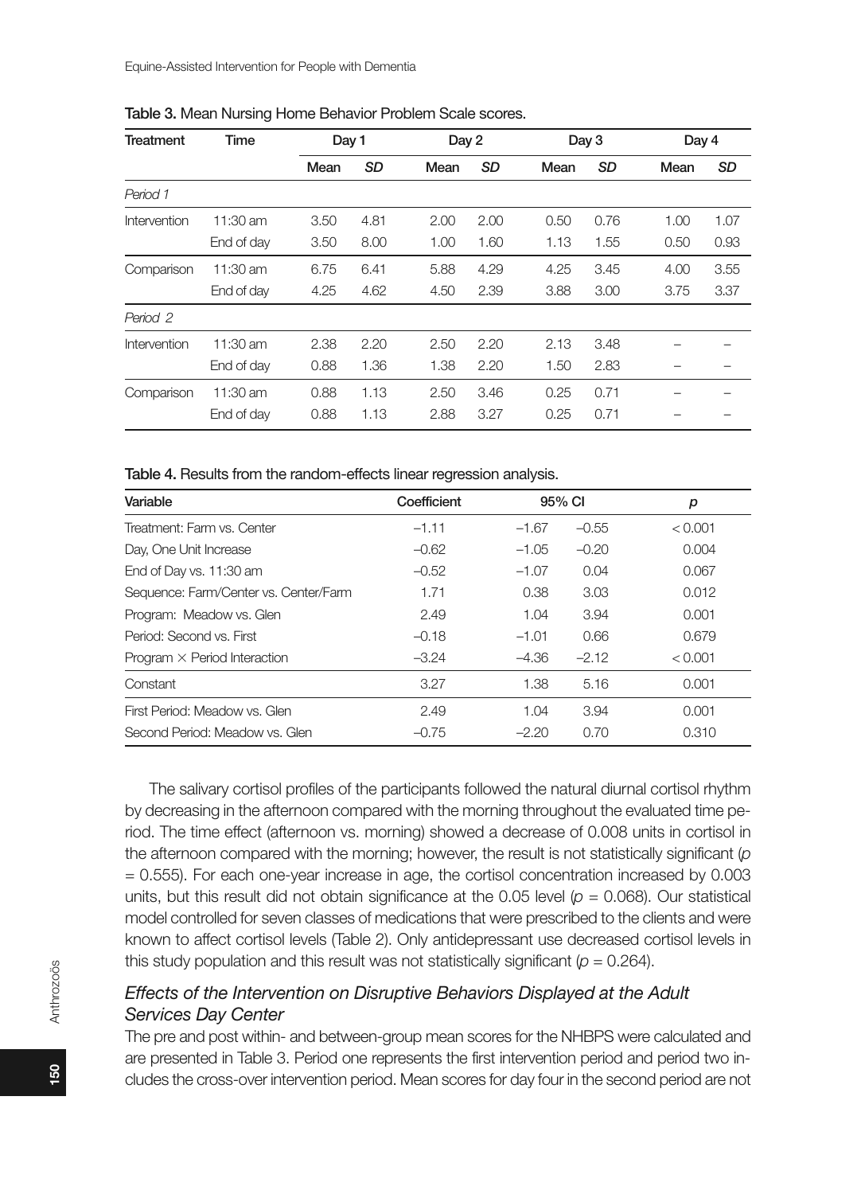**Table 3.** Mean Nursing Home Behavior Problem Scale scores.

| Treatment | Time | Day 1 | | Day 2 | | Day 3 | | Day 4 | |
|---|---|---|---|---|---|---|---|---|---|
| | | Mean | *SD* | Mean | *SD* | Mean | *SD* | Mean | *SD* |
| *Period 1* | | | | | | | | | |
| Intervention | 11:30 am | 3.50 | 4.81 | 2.00 | 2.00 | 0.50 | 0.76 | 1.00 | 1.07 |
| | End of day | 3.50 | 8.00 | 1.00 | 1.60 | 1.13 | 1.55 | 0.50 | 0.93 |
| Comparison | 11:30 am | 6.75 | 6.41 | 5.88 | 4.29 | 4.25 | 3.45 | 4.00 | 3.55 |
| | End of day | 4.25 | 4.62 | 4.50 | 2.39 | 3.88 | 3.00 | 3.75 | 3.37 |
| *Period 2* | | | | | | | | | |
| Intervention | 11:30 am | 2.38 | 2.20 | 2.50 | 2.20 | 2.13 | 3.48 | – | – |
| | End of day | 0.88 | 1.36 | 1.38 | 2.20 | 1.50 | 2.83 | – | – |
| Comparison | 11:30 am | 0.88 | 1.13 | 2.50 | 3.46 | 0.25 | 0.71 | – | – |
| | End of day | 0.88 | 1.13 | 2.88 | 3.27 | 0.25 | 0.71 | – | – |

**Table 4.** Results from the random-effects linear regression analysis.

| Variable | Coefficient | 95% CI | | *p* |
|---|---|---|---|---|
| Treatment: Farm vs. Center | –1.11 | –1.67 | –0.55 | < 0.001 |
| Day, One Unit Increase | –0.62 | –1.05 | –0.20 | 0.004 |
| End of Day vs. 11:30 am | –0.52 | –1.07 | 0.04 | 0.067 |
| Sequence: Farm/Center vs. Center/Farm | 1.71 | 0.38 | 3.03 | 0.012 |
| Program: Meadow vs. Glen | 2.49 | 1.04 | 3.94 | 0.001 |
| Period: Second vs. First | –0.18 | –1.01 | 0.66 | 0.679 |
| Program × Period Interaction | –3.24 | –4.36 | –2.12 | < 0.001 |
| Constant | 3.27 | 1.38 | 5.16 | 0.001 |
| First Period: Meadow vs. Glen | 2.49 | 1.04 | 3.94 | 0.001 |
| Second Period: Meadow vs. Glen | –0.75 | –2.20 | 0.70 | 0.310 |

The salivary cortisol profiles of the participants followed the natural diurnal cortisol rhythm by decreasing in the afternoon compared with the morning throughout the evaluated time period. The time effect (afternoon vs. morning) showed a decrease of 0.008 units in cortisol in the afternoon compared with the morning; however, the result is not statistically significant ($p = 0.555$). For each one-year increase in age, the cortisol concentration increased by 0.003 units, but this result did not obtain significance at the 0.05 level ($p = 0.068$). Our statistical model controlled for seven classes of medications that were prescribed to the clients and were known to affect cortisol levels (Table 2). Only antidepressant use decreased cortisol levels in this study population and this result was not statistically significant ($p = 0.264$).

### *Effects of the Intervention on Disruptive Behaviors Displayed at the Adult Services Day Center*

The pre and post within- and between-group mean scores for the NHBPS were calculated and are presented in Table 3. Period one represents the first intervention period and period two includes the cross-over intervention period. Mean scores for day four in the second period are not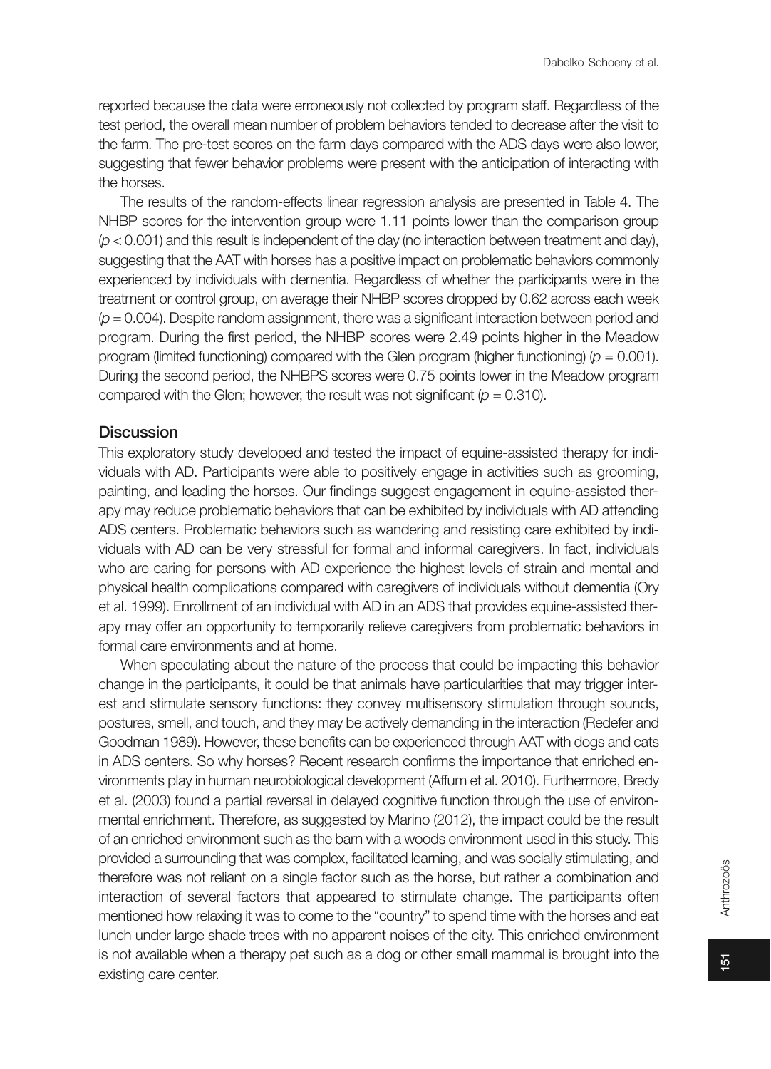reported because the data were erroneously not collected by program staff. Regardless of the test period, the overall mean number of problem behaviors tended to decrease after the visit to the farm. The pre-test scores on the farm days compared with the ADS days were also lower, suggesting that fewer behavior problems were present with the anticipation of interacting with the horses.

The results of the random-effects linear regression analysis are presented in Table 4. The NHBP scores for the intervention group were 1.11 points lower than the comparison group ($p < 0.001$) and this result is independent of the day (no interaction between treatment and day), suggesting that the AAT with horses has a positive impact on problematic behaviors commonly experienced by individuals with dementia. Regardless of whether the participants were in the treatment or control group, on average their NHBP scores dropped by 0.62 across each week ($p = 0.004$). Despite random assignment, there was a significant interaction between period and program. During the first period, the NHBP scores were 2.49 points higher in the Meadow program (limited functioning) compared with the Glen program (higher functioning) ($p = 0.001$). During the second period, the NHBPS scores were 0.75 points lower in the Meadow program compared with the Glen; however, the result was not significant ($p = 0.310$).

## Discussion

This exploratory study developed and tested the impact of equine-assisted therapy for individuals with AD. Participants were able to positively engage in activities such as grooming, painting, and leading the horses. Our findings suggest engagement in equine-assisted therapy may reduce problematic behaviors that can be exhibited by individuals with AD attending ADS centers. Problematic behaviors such as wandering and resisting care exhibited by individuals with AD can be very stressful for formal and informal caregivers. In fact, individuals who are caring for persons with AD experience the highest levels of strain and mental and physical health complications compared with caregivers of individuals without dementia (Ory et al. 1999). Enrollment of an individual with AD in an ADS that provides equine-assisted therapy may offer an opportunity to temporarily relieve caregivers from problematic behaviors in formal care environments and at home.

When speculating about the nature of the process that could be impacting this behavior change in the participants, it could be that animals have particularities that may trigger interest and stimulate sensory functions: they convey multisensory stimulation through sounds, postures, smell, and touch, and they may be actively demanding in the interaction (Redefer and Goodman 1989). However, these benefits can be experienced through AAT with dogs and cats in ADS centers. So why horses? Recent research confirms the importance that enriched environments play in human neurobiological development (Affum et al. 2010). Furthermore, Bredy et al. (2003) found a partial reversal in delayed cognitive function through the use of environmental enrichment. Therefore, as suggested by Marino (2012), the impact could be the result of an enriched environment such as the barn with a woods environment used in this study. This provided a surrounding that was complex, facilitated learning, and was socially stimulating, and therefore was not reliant on a single factor such as the horse, but rather a combination and interaction of several factors that appeared to stimulate change. The participants often mentioned how relaxing it was to come to the "country" to spend time with the horses and eat lunch under large shade trees with no apparent noises of the city. This enriched environment is not available when a therapy pet such as a dog or other small mammal is brought into the existing care center.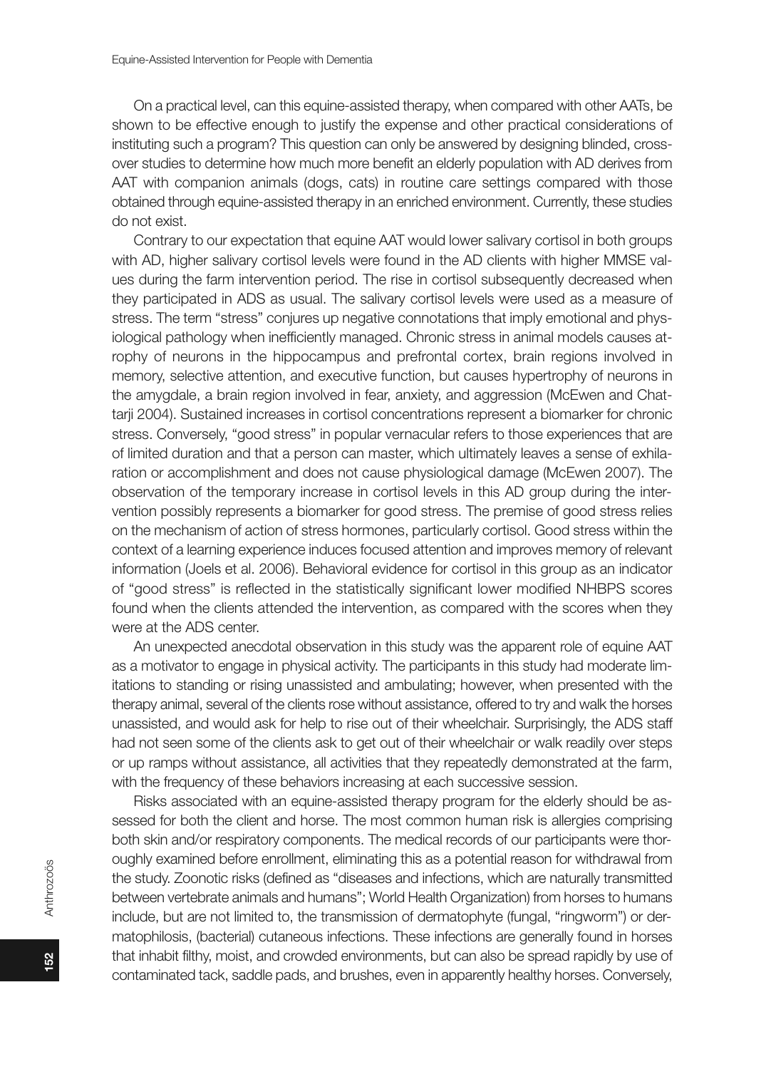On a practical level, can this equine-assisted therapy, when compared with other AATs, be shown to be effective enough to justify the expense and other practical considerations of instituting such a program? This question can only be answered by designing blinded, cross-over studies to determine how much more benefit an elderly population with AD derives from AAT with companion animals (dogs, cats) in routine care settings compared with those obtained through equine-assisted therapy in an enriched environment. Currently, these studies do not exist.

Contrary to our expectation that equine AAT would lower salivary cortisol in both groups with AD, higher salivary cortisol levels were found in the AD clients with higher MMSE values during the farm intervention period. The rise in cortisol subsequently decreased when they participated in ADS as usual. The salivary cortisol levels were used as a measure of stress. The term "stress" conjures up negative connotations that imply emotional and physiological pathology when inefficiently managed. Chronic stress in animal models causes atrophy of neurons in the hippocampus and prefrontal cortex, brain regions involved in memory, selective attention, and executive function, but causes hypertrophy of neurons in the amygdale, a brain region involved in fear, anxiety, and aggression (McEwen and Chattarji 2004). Sustained increases in cortisol concentrations represent a biomarker for chronic stress. Conversely, "good stress" in popular vernacular refers to those experiences that are of limited duration and that a person can master, which ultimately leaves a sense of exhilaration or accomplishment and does not cause physiological damage (McEwen 2007). The observation of the temporary increase in cortisol levels in this AD group during the intervention possibly represents a biomarker for good stress. The premise of good stress relies on the mechanism of action of stress hormones, particularly cortisol. Good stress within the context of a learning experience induces focused attention and improves memory of relevant information (Joels et al. 2006). Behavioral evidence for cortisol in this group as an indicator of "good stress" is reflected in the statistically significant lower modified NHBPS scores found when the clients attended the intervention, as compared with the scores when they were at the ADS center.

An unexpected anecdotal observation in this study was the apparent role of equine AAT as a motivator to engage in physical activity. The participants in this study had moderate limitations to standing or rising unassisted and ambulating; however, when presented with the therapy animal, several of the clients rose without assistance, offered to try and walk the horses unassisted, and would ask for help to rise out of their wheelchair. Surprisingly, the ADS staff had not seen some of the clients ask to get out of their wheelchair or walk readily over steps or up ramps without assistance, all activities that they repeatedly demonstrated at the farm, with the frequency of these behaviors increasing at each successive session.

Risks associated with an equine-assisted therapy program for the elderly should be assessed for both the client and horse. The most common human risk is allergies comprising both skin and/or respiratory components. The medical records of our participants were thoroughly examined before enrollment, eliminating this as a potential reason for withdrawal from the study. Zoonotic risks (defined as "diseases and infections, which are naturally transmitted between vertebrate animals and humans"; World Health Organization) from horses to humans include, but are not limited to, the transmission of dermatophyte (fungal, "ringworm") or dermatophilosis, (bacterial) cutaneous infections. These infections are generally found in horses that inhabit filthy, moist, and crowded environments, but can also be spread rapidly by use of contaminated tack, saddle pads, and brushes, even in apparently healthy horses. Conversely,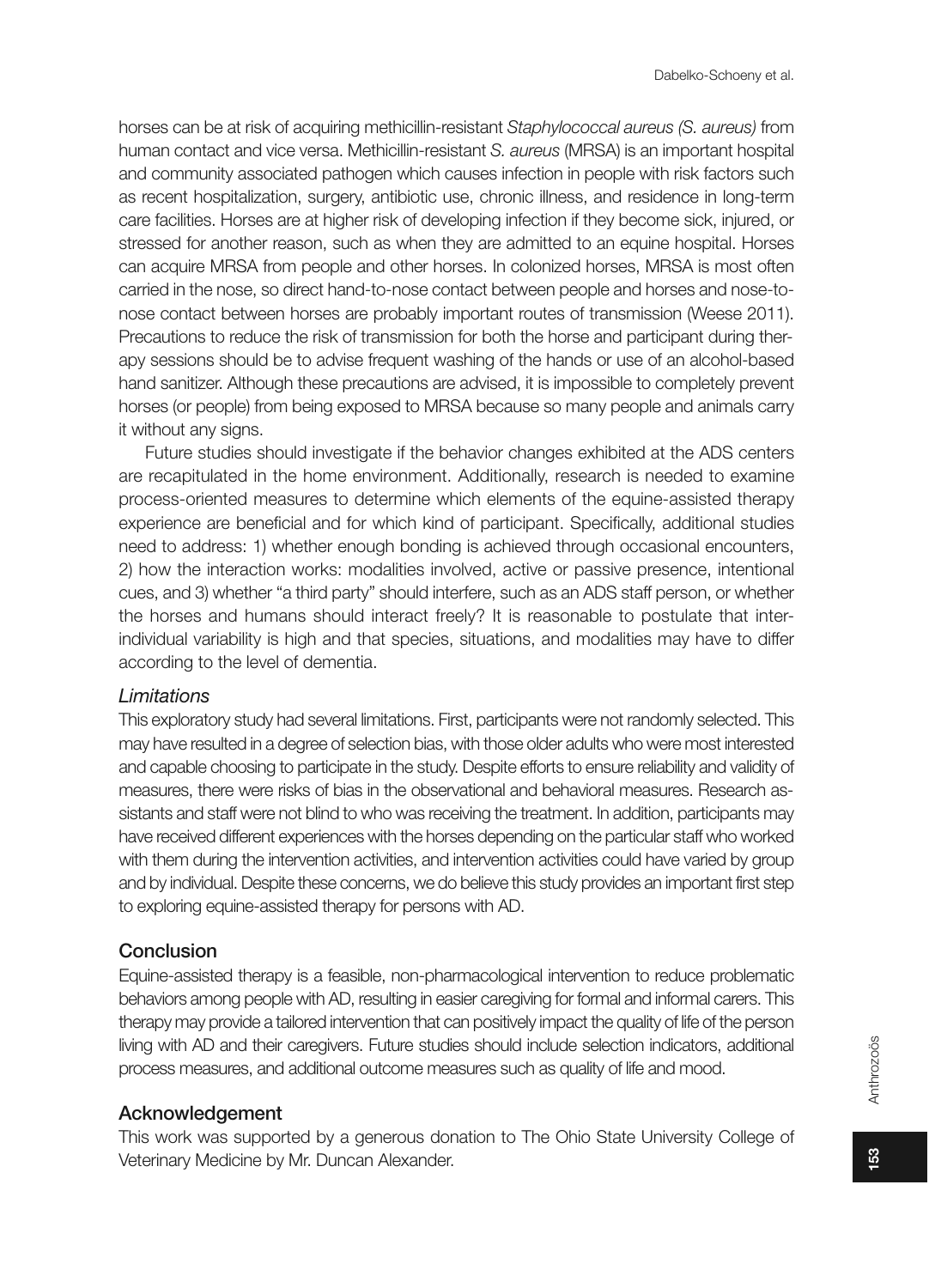horses can be at risk of acquiring methicillin-resistant *Staphylococcal aureus (S. aureus)* from human contact and vice versa. Methicillin-resistant *S. aureus* (MRSA) is an important hospital and community associated pathogen which causes infection in people with risk factors such as recent hospitalization, surgery, antibiotic use, chronic illness, and residence in long-term care facilities. Horses are at higher risk of developing infection if they become sick, injured, or stressed for another reason, such as when they are admitted to an equine hospital. Horses can acquire MRSA from people and other horses. In colonized horses, MRSA is most often carried in the nose, so direct hand-to-nose contact between people and horses and nose-to-nose contact between horses are probably important routes of transmission (Weese 2011). Precautions to reduce the risk of transmission for both the horse and participant during therapy sessions should be to advise frequent washing of the hands or use of an alcohol-based hand sanitizer. Although these precautions are advised, it is impossible to completely prevent horses (or people) from being exposed to MRSA because so many people and animals carry it without any signs.

Future studies should investigate if the behavior changes exhibited at the ADS centers are recapitulated in the home environment. Additionally, research is needed to examine process-oriented measures to determine which elements of the equine-assisted therapy experience are beneficial and for which kind of participant. Specifically, additional studies need to address: 1) whether enough bonding is achieved through occasional encounters, 2) how the interaction works: modalities involved, active or passive presence, intentional cues, and 3) whether "a third party" should interfere, such as an ADS staff person, or whether the horses and humans should interact freely? It is reasonable to postulate that inter-individual variability is high and that species, situations, and modalities may have to differ according to the level of dementia.

### *Limitations*

This exploratory study had several limitations. First, participants were not randomly selected. This may have resulted in a degree of selection bias, with those older adults who were most interested and capable choosing to participate in the study. Despite efforts to ensure reliability and validity of measures, there were risks of bias in the observational and behavioral measures. Research assistants and staff were not blind to who was receiving the treatment. In addition, participants may have received different experiences with the horses depending on the particular staff who worked with them during the intervention activities, and intervention activities could have varied by group and by individual. Despite these concerns, we do believe this study provides an important first step to exploring equine-assisted therapy for persons with AD.

## Conclusion

Equine-assisted therapy is a feasible, non-pharmacological intervention to reduce problematic behaviors among people with AD, resulting in easier caregiving for formal and informal carers. This therapy may provide a tailored intervention that can positively impact the quality of life of the person living with AD and their caregivers. Future studies should include selection indicators, additional process measures, and additional outcome measures such as quality of life and mood.

## Acknowledgement

This work was supported by a generous donation to The Ohio State University College of Veterinary Medicine by Mr. Duncan Alexander.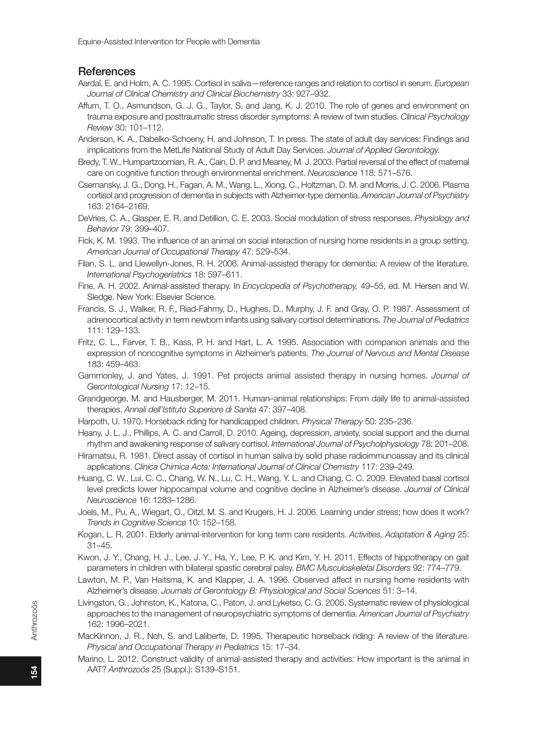## References

Aardal, E. and Holm, A. C. 1995. Cortisol in saliva—reference ranges and relation to cortisol in serum. *European Journal of Clinical Chemistry and Clinical Biochemistry* 33: 927–932.

Affum, T. O., Asmundson, G. J. G., Taylor, S. and Jang, K. J. 2010. The role of genes and environment on trauma exposure and posttraumatic stress disorder symptoms: A review of twin studies. *Clinical Psychology Review* 30: 101–112.

Anderson, K. A., Dabelko-Schoeny, H. and Johnson, T. In press. The state of adult day services: Findings and implications from the MetLife National Study of Adult Day Services. *Journal of Applied Gerontology.*

Bredy, T. W., Humpartzoomian, R. A., Cain, D. P. and Meaney, M. J. 2003. Partial reversal of the effect of maternal care on cognitive function through environmental enrichment. *Neuroscience* 118: 571–576.

Csernansky, J. G., Dong, H., Fagan, A. M., Wang, L., Xiong, C., Holtzman, D. M. and Morris, J. C. 2006. Plasma cortisol and progression of dementia in subjects with Alzheimer-type dementia. *American Journal of Psychiatry* 163: 2164–2169.

DeVries, C. A., Glasper, E. R. and Detillion, C. E. 2003. Social modulation of stress responses. *Physiology and Behavior* 79: 399–407.

Fick, K. M. 1993. The influence of an animal on social interaction of nursing home residents in a group setting. *American Journal of Occupational Therapy* 47: 529–534.

Filan, S. L. and Llewellyn-Jones, R. H. 2006. Animal-assisted therapy for dementia: A review of the literature. *International Psychogeriatrics* 18: 597–611.

Fine, A. H. 2002. Animal-assisted therapy. In *Encyclopedia of Psychotherapy,* 49–55, ed. M. Hersen and W. Sledge. New York: Elsevier Science.

Francis, S. J., Walker, R. F., Riad-Fahmy, D., Hughes, D., Murphy, J. F. and Gray, O. P. 1987. Assessment of adrenocortical activity in term newborn infants using salivary cortisol determinations. *The Journal of Pediatrics* 111: 129–133.

Fritz, C. L., Farver, T. B., Kass, P. H. and Hart, L. A. 1995. Association with companion animals and the expression of noncognitive symptoms in Alzheimer's patients. *The Journal of Nervous and Mental Disease* 183: 459–463.

Gammonley, J. and Yates, J. 1991. Pet projects animal assisted therapy in nursing homes. *Journal of Gerontological Nursing* 17: 12–15.

Grandgeorge, M. and Hausberger, M. 2011. Human–animal relationships: From daily life to animal-assisted therapies. *Annali dell'Istituto Superiore di Sanita* 47: 397–408.

Harpoth, U. 1970. Horseback riding for handicapped children. *Physical Therapy* 50: 235–236.

Heany, J. L. J., Phillips, A. C. and Carroll, D. 2010. Ageing, depression, anxiety, social support and the diurnal rhythm and awakening response of salivary cortisol. *International Journal of Psycholphysiology* 78: 201–208.

Hiramatsu, R. 1981. Direct assay of cortisol in human saliva by solid phase radioimmunoassay and its clinical applications. *Clinica Chimica Acta: International Journal of Clinical Chemistry* 117: 239–249.

Huang, C. W., Lui, C. C., Chang, W. N., Lu, C. H., Wang, Y. L. and Chang, C. C. 2009. Elevated basal cortisol level predicts lower hippocampal volume and cognitive decline in Alzheimer's disease. *Journal of Clinical Neuroscience* 16: 1283–1286.

Joels, M., Pu, A,, Wiegart, O., Oitzl, M. S. and Krugers, H. J. 2006. Learning under stress; how does it work? *Trends in Cognitive Science* 10: 152–158.

Kogan, L. R. 2001. Elderly animal-intervention for long term care residents. *Activities, Adaptation & Aging* 25: 31–45.

Kwon, J. Y., Chang, H. J., Lee, J. Y., Ha, Y., Lee, P. K. and Kim, Y. H. 2011. Effects of hippotherapy on gait parameters in children with bilateral spastic cerebral palsy. *BMC Musculoskeletal Disorders* 92: 774–779.

Lawton, M. P., Van Haitsma, K. and Klapper, J. A. 1996. Observed affect in nursing home residents with Alzheimer's disease. *Journals of Gerontology B: Physiological and Social Sciences* 51: 3–14.

Livingston, G., Johnston, K., Katona, C., Paton, J. and Lyketso, C. G. 2005. Systematic review of physiological approaches to the management of neuropsychiatric symptoms of dementia. *American Journal of Psychiatry* 162: 1996–2021.

MacKinnon, J. R., Noh, S. and Laliberte, D. 1995. Therapeutic horseback riding: A review of the literature. *Physical and Occupational Therapy in Pediatrics* 15: 17–34.

Marino, L. 2012. Construct validity of animal-assisted therapy and activities: How important is the animal in AAT? *Anthrozoös* 25 (Suppl.): S139–S151.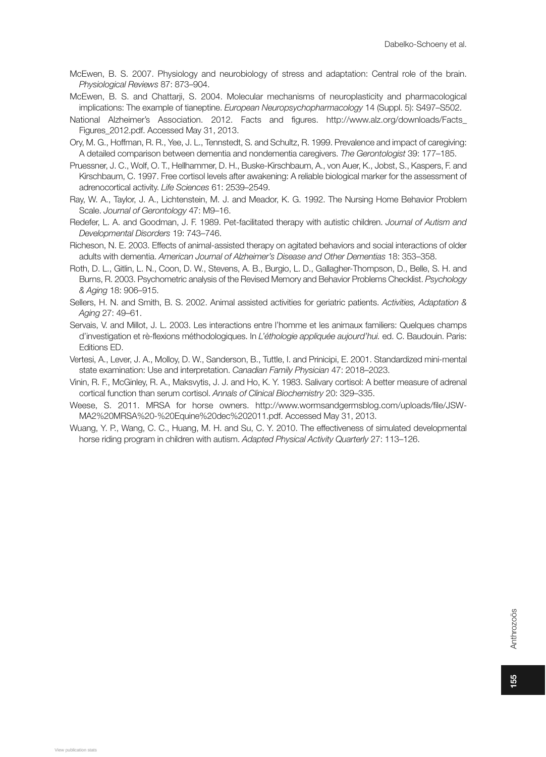McEwen, B. S. 2007. Physiology and neurobiology of stress and adaptation: Central role of the brain. *Physiological Reviews* 87: 873–904.

McEwen, B. S. and Chattarji, S. 2004. Molecular mechanisms of neuroplasticity and pharmacological implications: The example of tianeptine. *European Neuropsychopharmacology* 14 (Suppl. 5): S497–S502.

National Alzheimer's Association. 2012. Facts and figures. http://www.alz.org/downloads/Facts_Figures_2012.pdf. Accessed May 31, 2013.

Ory, M. G., Hoffman, R. R., Yee, J. L., Tennstedt, S. and Schultz, R. 1999. Prevalence and impact of caregiving: A detailed comparison between dementia and nondementia caregivers. *The Gerontologist* 39: 177–185.

Pruessner, J. C., Wolf, O. T., Hellhammer, D. H., Buske-Kirschbaum, A., von Auer, K., Jobst, S., Kaspers, F. and Kirschbaum, C. 1997. Free cortisol levels after awakening: A reliable biological marker for the assessment of adrenocortical activity. *Life Sciences* 61: 2539–2549.

Ray, W. A., Taylor, J. A., Lichtenstein, M. J. and Meador, K. G. 1992. The Nursing Home Behavior Problem Scale. *Journal of Gerontology* 47: M9–16.

Redefer, L. A. and Goodman, J. F. 1989. Pet-facilitated therapy with autistic children. *Journal of Autism and Developmental Disorders* 19: 743–746.

Richeson, N. E. 2003. Effects of animal-assisted therapy on agitated behaviors and social interactions of older adults with dementia. *American Journal of Alzheimer's Disease and Other Dementias* 18: 353–358.

Roth, D. L., Gitlin, L. N., Coon, D. W., Stevens, A. B., Burgio, L. D., Gallagher-Thompson, D., Belle, S. H. and Burns, R. 2003. Psychometric analysis of the Revised Memory and Behavior Problems Checklist. *Psychology & Aging* 18: 906–915.

Sellers, H. N. and Smith, B. S. 2002. Animal assisted activities for geriatric patients. *Activities, Adaptation & Aging* 27: 49–61.

Servais, V. and Millot, J. L. 2003. Les interactions entre l'homme et les animaux familiers: Quelques champs d'investigation et rè-flexions méthodologiques. In *L'éthologie appliquée aujourd'hui.* ed. C. Baudouin. Paris: Editions ED.

Vertesi, A., Lever, J. A., Molloy, D. W., Sanderson, B., Tuttle, I. and Prinicipi, E. 2001. Standardized mini-mental state examination: Use and interpretation. *Canadian Family Physician* 47: 2018–2023.

Vinin, R. F., McGinley, R. A., Maksvytis, J. J. and Ho, K. Y. 1983. Salivary cortisol: A better measure of adrenal cortical function than serum cortisol. *Annals of Clinical Biochemistry* 20: 329–335.

Weese, S. 2011. MRSA for horse owners. http://www.wormsandgermsblog.com/uploads/file/JSW-MA2%20MRSA%20-%20Equine%20dec%202011.pdf. Accessed May 31, 2013.

Wuang, Y. P., Wang, C. C., Huang, M. H. and Su, C. Y. 2010. The effectiveness of simulated developmental horse riding program in children with autism. *Adapted Physical Activity Quarterly* 27: 113–126.